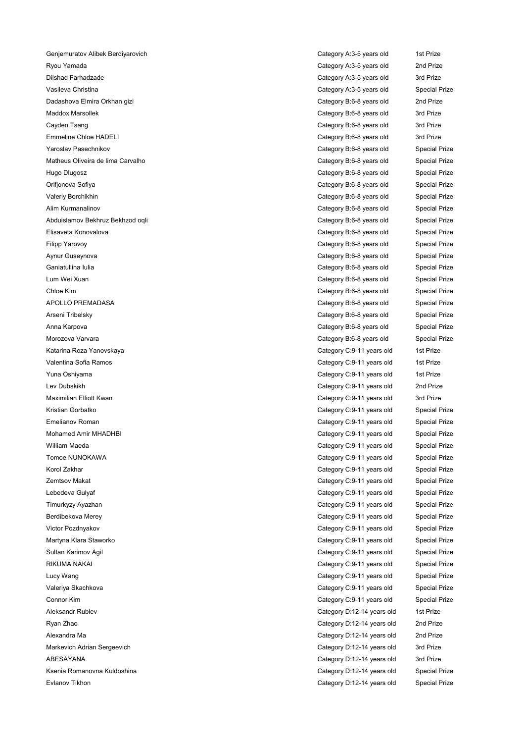| | | |
|---|---|---|
| Genjemuratov Alibek Berdiyarovich | Category A:3-5 years old | 1st Prize |
| Ryou Yamada | Category A:3-5 years old | 2nd Prize |
| Dilshad Farhadzade | Category A:3-5 years old | 3rd Prize |
| Vasileva Christina | Category A:3-5 years old | Special Prize |
| Dadashova Elmira Orkhan gizi | Category B:6-8 years old | 2nd Prize |
| Maddox Marsollek | Category B:6-8 years old | 3rd Prize |
| Cayden Tsang | Category B:6-8 years old | 3rd Prize |
| Emmeline Chloe HADELI | Category B:6-8 years old | 3rd Prize |
| Yaroslav Pasechnikov | Category B:6-8 years old | Special Prize |
| Matheus Oliveira de lima Carvalho | Category B:6-8 years old | Special Prize |
| Hugo Dlugosz | Category B:6-8 years old | Special Prize |
| Orifjonova Sofiya | Category B:6-8 years old | Special Prize |
| Valeriy Borchikhin | Category B:6-8 years old | Special Prize |
| Alim Kurmanalinov | Category B:6-8 years old | Special Prize |
| Abduislamov Bekhruz Bekhzod oqli | Category B:6-8 years old | Special Prize |
| Elisaveta Konovalova | Category B:6-8 years old | Special Prize |
| Filipp Yarovoy | Category B:6-8 years old | Special Prize |
| Aynur Guseynova | Category B:6-8 years old | Special Prize |
| Ganiatullina Iulia | Category B:6-8 years old | Special Prize |
| Lum Wei Xuan | Category B:6-8 years old | Special Prize |
| Chloe Kim | Category B:6-8 years old | Special Prize |
| APOLLO PREMADASA | Category B:6-8 years old | Special Prize |
| Arseni Tribelsky | Category B:6-8 years old | Special Prize |
| Anna Karpova | Category B:6-8 years old | Special Prize |
| Morozova Varvara | Category B:6-8 years old | Special Prize |
| Katarina Roza Yanovskaya | Category C:9-11 years old | 1st Prize |
| Valentina Sofia Ramos | Category C:9-11 years old | 1st Prize |
| Yuna Oshiyama | Category C:9-11 years old | 1st Prize |
| Lev Dubskikh | Category C:9-11 years old | 2nd Prize |
| Maximilian Elliott Kwan | Category C:9-11 years old | 3rd Prize |
| Kristian Gorbatko | Category C:9-11 years old | Special Prize |
| Emelianov Roman | Category C:9-11 years old | Special Prize |
| Mohamed Amir MHADHBI | Category C:9-11 years old | Special Prize |
| William Maeda | Category C:9-11 years old | Special Prize |
| Tomoe NUNOKAWA | Category C:9-11 years old | Special Prize |
| Korol Zakhar | Category C:9-11 years old | Special Prize |
| Zemtsov Makat | Category C:9-11 years old | Special Prize |
| Lebedeva Gulyaf | Category C:9-11 years old | Special Prize |
| Timurkyzy Ayazhan | Category C:9-11 years old | Special Prize |
| Berdibekova Merey | Category C:9-11 years old | Special Prize |
| Victor Pozdnyakov | Category C:9-11 years old | Special Prize |
| Martyna Klara Staworko | Category C:9-11 years old | Special Prize |
| Sultan Karimov Agil | Category C:9-11 years old | Special Prize |
| RIKUMA NAKAI | Category C:9-11 years old | Special Prize |
| Lucy Wang | Category C:9-11 years old | Special Prize |
| Valeriya Skachkova | Category C:9-11 years old | Special Prize |
| Connor Kim | Category C:9-11 years old | Special Prize |
| Aleksandr Rublev | Category D:12-14 years old | 1st Prize |
| Ryan Zhao | Category D:12-14 years old | 2nd Prize |
| Alexandra Ma | Category D:12-14 years old | 2nd Prize |
| Markevich Adrian Sergeevich | Category D:12-14 years old | 3rd Prize |
| ABESAYANA | Category D:12-14 years old | 3rd Prize |
| Ksenia Romanovna Kuldoshina | Category D:12-14 years old | Special Prize |
| Evlanov Tikhon | Category D:12-14 years old | Special Prize |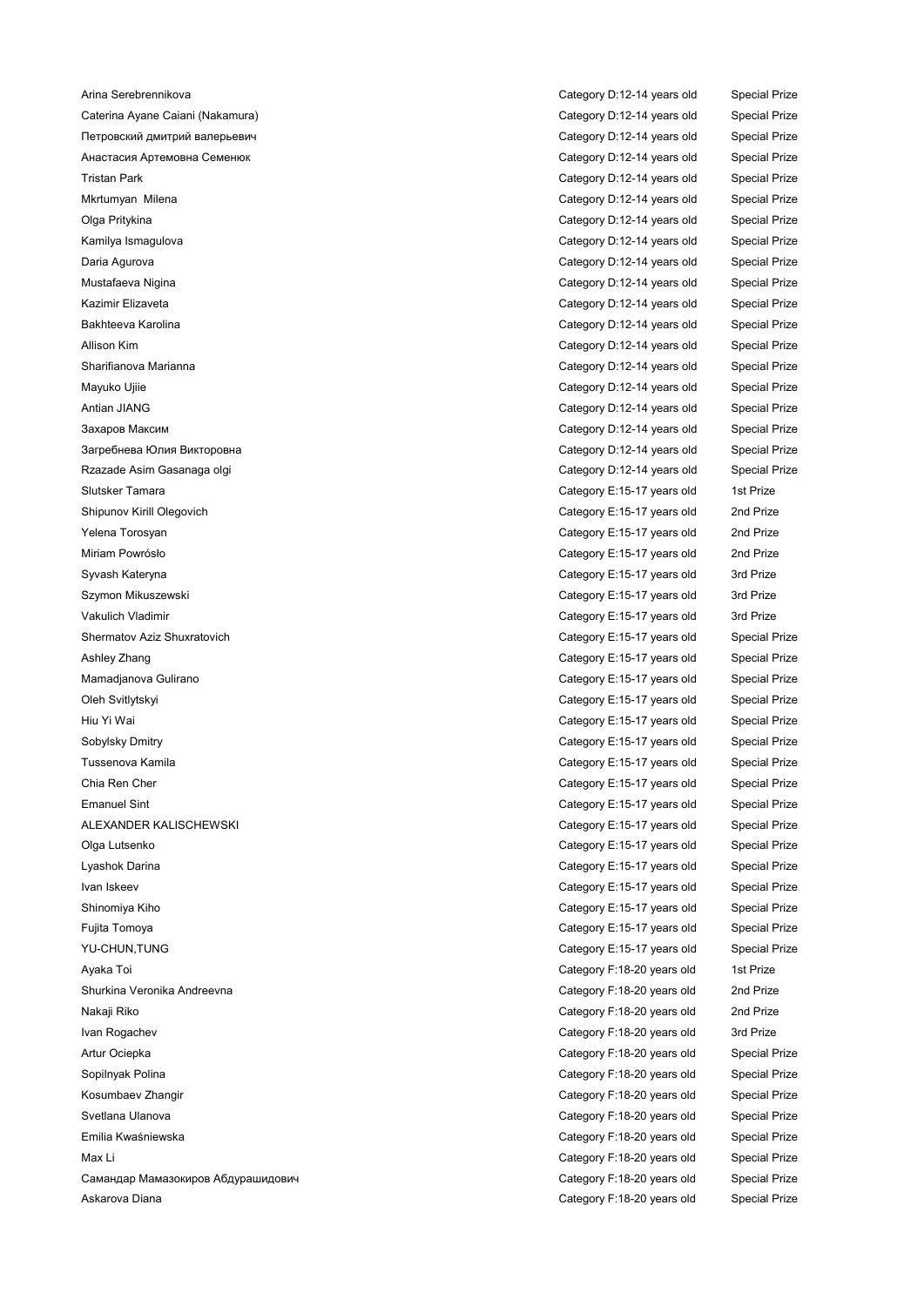| | | |
|---|---|---|
| Arina Serebrennikova | Category D:12-14 years old | Special Prize |
| Caterina Ayane Caiani (Nakamura) | Category D:12-14 years old | Special Prize |
| Петровский дмитрий валерьевич | Category D:12-14 years old | Special Prize |
| Анастасия Артемовна Семенюк | Category D:12-14 years old | Special Prize |
| Tristan Park | Category D:12-14 years old | Special Prize |
| Mkrtumyan  Milena | Category D:12-14 years old | Special Prize |
| Olga Pritykina | Category D:12-14 years old | Special Prize |
| Kamilya Ismagulova | Category D:12-14 years old | Special Prize |
| Daria Agurova | Category D:12-14 years old | Special Prize |
| Mustafaeva Nigina | Category D:12-14 years old | Special Prize |
| Kazimir Elizaveta | Category D:12-14 years old | Special Prize |
| Bakhteeva Karolina | Category D:12-14 years old | Special Prize |
| Allison Kim | Category D:12-14 years old | Special Prize |
| Sharifianova Marianna | Category D:12-14 years old | Special Prize |
| Mayuko Ujiie | Category D:12-14 years old | Special Prize |
| Antian JIANG | Category D:12-14 years old | Special Prize |
| Захаров Максим | Category D:12-14 years old | Special Prize |
| Загребнева Юлия Викторовна | Category D:12-14 years old | Special Prize |
| Rzazade Asim Gasanaga olgi | Category D:12-14 years old | Special Prize |
| Slutsker Tamara | Category E:15-17 years old | 1st Prize |
| Shipunov Kirill Olegovich | Category E:15-17 years old | 2nd Prize |
| Yelena Torosyan | Category E:15-17 years old | 2nd Prize |
| Miriam Powrósło | Category E:15-17 years old | 2nd Prize |
| Syvash Kateryna | Category E:15-17 years old | 3rd Prize |
| Szymon Mikuszewski | Category E:15-17 years old | 3rd Prize |
| Vakulich Vladimir | Category E:15-17 years old | 3rd Prize |
| Shermatov Aziz Shuxratovich | Category E:15-17 years old | Special Prize |
| Ashley Zhang | Category E:15-17 years old | Special Prize |
| Mamadjanova Gulirano | Category E:15-17 years old | Special Prize |
| Oleh Svitlytskyi | Category E:15-17 years old | Special Prize |
| Hiu Yi Wai | Category E:15-17 years old | Special Prize |
| Sobylsky Dmitry | Category E:15-17 years old | Special Prize |
| Tussenova Kamila | Category E:15-17 years old | Special Prize |
| Chia Ren Cher | Category E:15-17 years old | Special Prize |
| Emanuel Sint | Category E:15-17 years old | Special Prize |
| ALEXANDER KALISCHEWSKI | Category E:15-17 years old | Special Prize |
| Olga Lutsenko | Category E:15-17 years old | Special Prize |
| Lyashok Darina | Category E:15-17 years old | Special Prize |
| Ivan Iskeev | Category E:15-17 years old | Special Prize |
| Shinomiya Kiho | Category E:15-17 years old | Special Prize |
| Fujita Tomoya | Category E:15-17 years old | Special Prize |
| YU-CHUN,TUNG | Category E:15-17 years old | Special Prize |
| Ayaka Toi | Category F:18-20 years old | 1st Prize |
| Shurkina Veronika Andreevna | Category F:18-20 years old | 2nd Prize |
| Nakaji Riko | Category F:18-20 years old | 2nd Prize |
| Ivan Rogachev | Category F:18-20 years old | 3rd Prize |
| Artur Ociepka | Category F:18-20 years old | Special Prize |
| Sopilnyak Polina | Category F:18-20 years old | Special Prize |
| Kosumbaev Zhangir | Category F:18-20 years old | Special Prize |
| Svetlana Ulanova | Category F:18-20 years old | Special Prize |
| Emilia Kwaśniewska | Category F:18-20 years old | Special Prize |
| Max Li | Category F:18-20 years old | Special Prize |
| Самандар Мамазокиров Абдурашидович | Category F:18-20 years old | Special Prize |
| Askarova Diana | Category F:18-20 years old | Special Prize |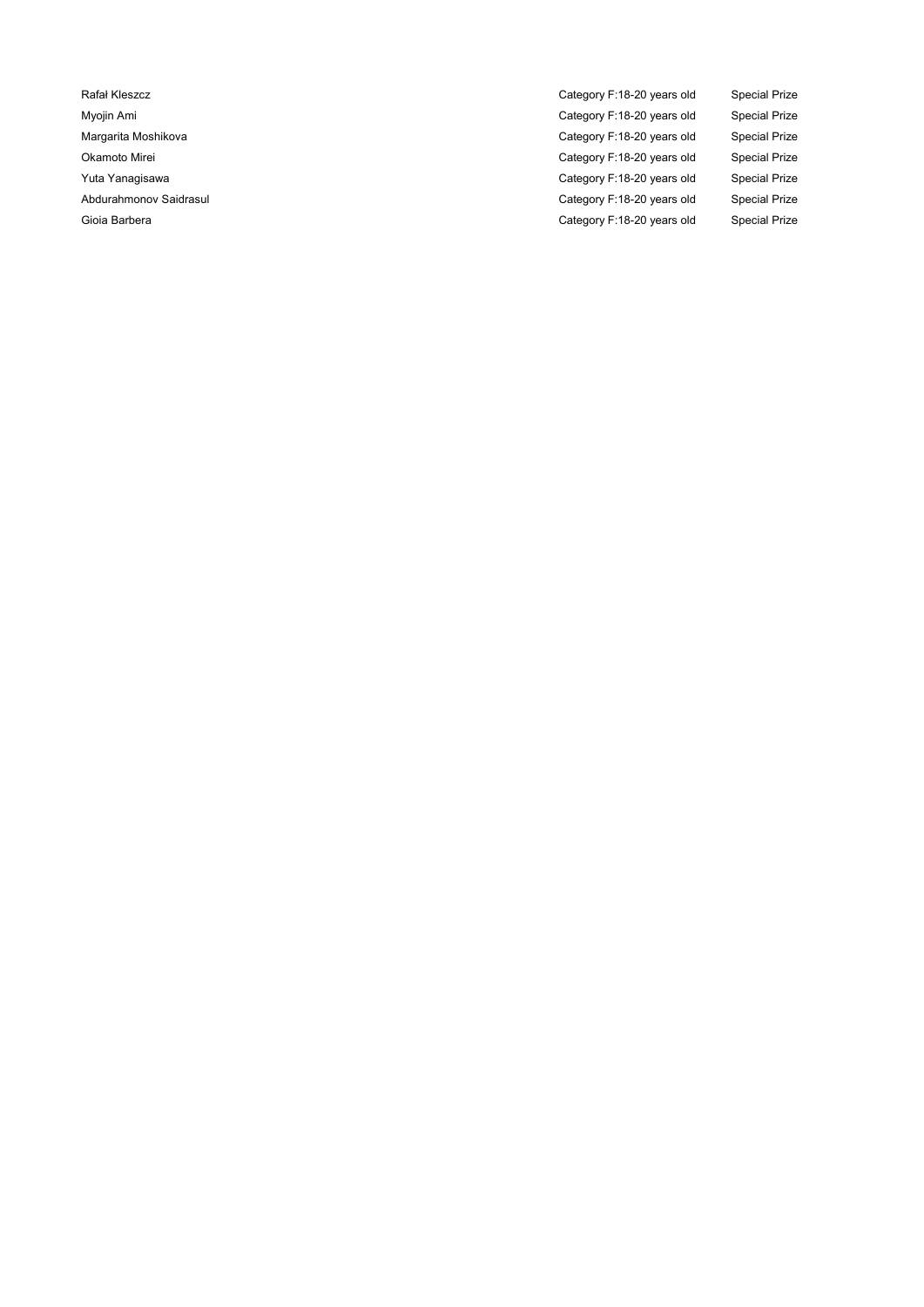| | | |
|---|---|---|
| Rafał Kleszcz | Category F:18-20 years old | Special Prize |
| Myojin Ami | Category F:18-20 years old | Special Prize |
| Margarita Moshikova | Category F:18-20 years old | Special Prize |
| Okamoto Mirei | Category F:18-20 years old | Special Prize |
| Yuta Yanagisawa | Category F:18-20 years old | Special Prize |
| Abdurahmonov Saidrasul | Category F:18-20 years old | Special Prize |
| Gioia Barbera | Category F:18-20 years old | Special Prize |